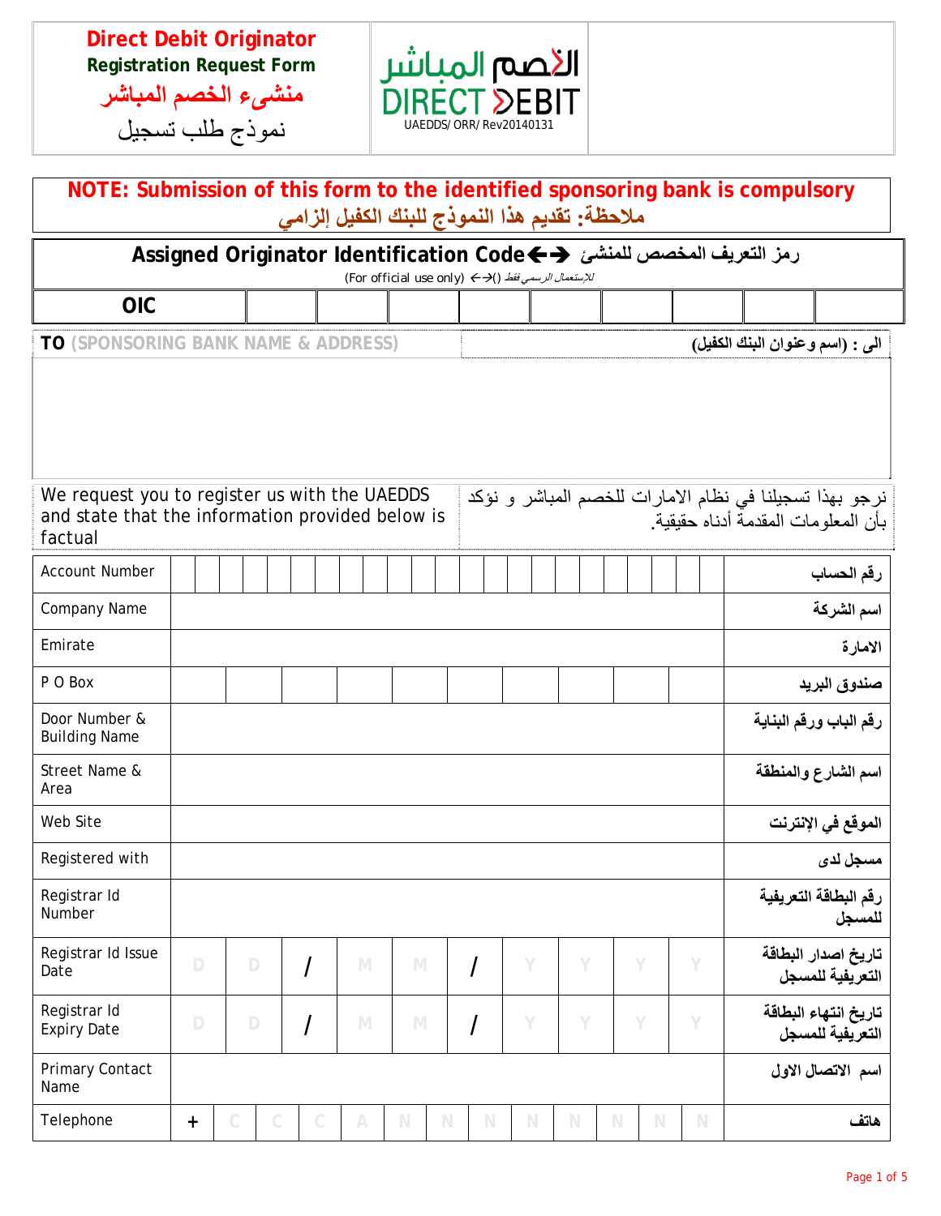# Direct Debit Originator
## Registration Request Form
## منشيء الخصم المباشر
## نموذج طلب تسجيل

الخصم المباشر
DIRECT DEBIT
UAEDDS/ ORR/ Rev20140131

**NOTE: Submission of this form to the identified sponsoring bank is compulsory**
**ملاحظة: تقديم هذا النموذج للبنك الكفيل إلزامي**

**Assigned Originator Identification Code ←→ رمز التعريف المخصص للمنشئ**
(For official use only) ←→ (للإستعمال الرسمي فقط)

| OIC | | | | | | | | | |
|---|---|---|---|---|---|---|---|---|---|

**TO** (SPONSORING BANK NAME & ADDRESS) — **الى : (اسم وعنوان البنك الكفيل)**

We request you to register us with the UAEDDS and state that the information provided below is factual

نرجو بهذا تسجيلنا في نظام الامارات للخصم المباشر و نؤكد بأن المعلومات المقدمة أدناه حقيقية.

| English | | Arabic |
|---|---|---|
| Account Number | | رقم الحساب |
| Company Name | | اسم الشركة |
| Emirate | | الامارة |
| P O Box | | صندوق البريد |
| Door Number & Building Name | | رقم الباب ورقم البناية |
| Street Name & Area | | اسم الشارع والمنطقة |
| Web Site | | الموقع في الإنترنت |
| Registered with | | مسجل لدى |
| Registrar Id Number | | رقم البطاقة التعريفية للمسجل |
| Registrar Id Issue Date | D D / M M / Y Y Y Y | تاريخ اصدار البطاقة التعريفية للمسجل |
| Registrar Id Expiry Date | D D / M M / Y Y Y Y | تاريخ انتهاء البطاقة التعريفية للمسجل |
| Primary Contact Name | | اسم الاتصال الاول |
| Telephone | + C C C A N N N N N N N N | هاتف |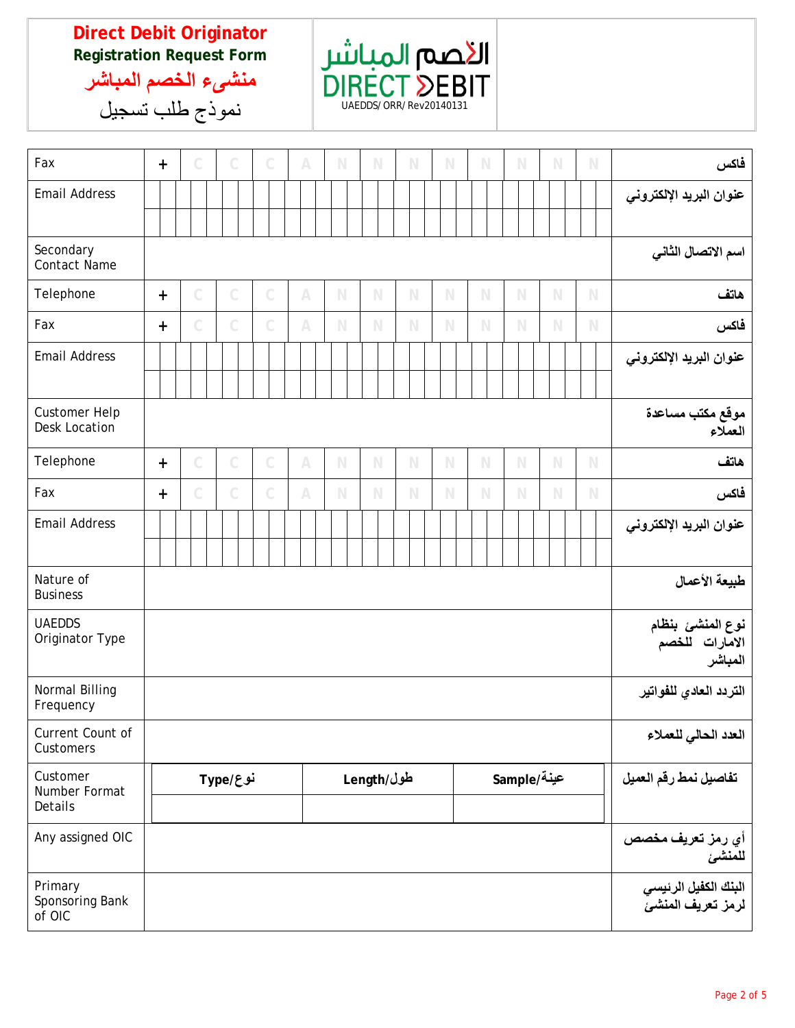**Direct Debit Originator**
**Registration Request Form**
**منشىء الخصم المباشر**
نموذج طلب تسجيل

الخصم المباشر
DIRECT DEBIT
UAEDDS/ ORR/ Rev20140131

| | | |
|---|---|---|
| Fax | + C C C A N N N N N N N N | فاكس |
| Email Address | | عنوان البريد الإلكتروني |
| Secondary Contact Name | | اسم الاتصال الثاني |
| Telephone | + C C C A N N N N N N N N | هاتف |
| Fax | + C C C A N N N N N N N N | فاكس |
| Email Address | | عنوان البريد الإلكتروني |
| Customer Help Desk Location | | موقع مكتب مساعدة العملاء |
| Telephone | + C C C A N N N N N N N N | هاتف |
| Fax | + C C C A N N N N N N N N | فاكس |
| Email Address | | عنوان البريد الإلكتروني |
| Nature of Business | | طبيعة الأعمال |
| UAEDDS Originator Type | | نوع المنشئ بنظام الامارات للخصم المباشر |
| Normal Billing Frequency | | التردد العادي للفواتير |
| Current Count of Customers | | العدد الحالي للعملاء |
| Customer Number Format Details | Type/نوع &#124; Length/طول &#124; Sample/عينة | تفاصيل نمط رقم العميل |
| Any assigned OIC | | أي رمز تعريف مخصص للمنشئ |
| Primary Sponsoring Bank of OIC | | البنك الكفيل الرئيسي لرمز تعريف المنشئ |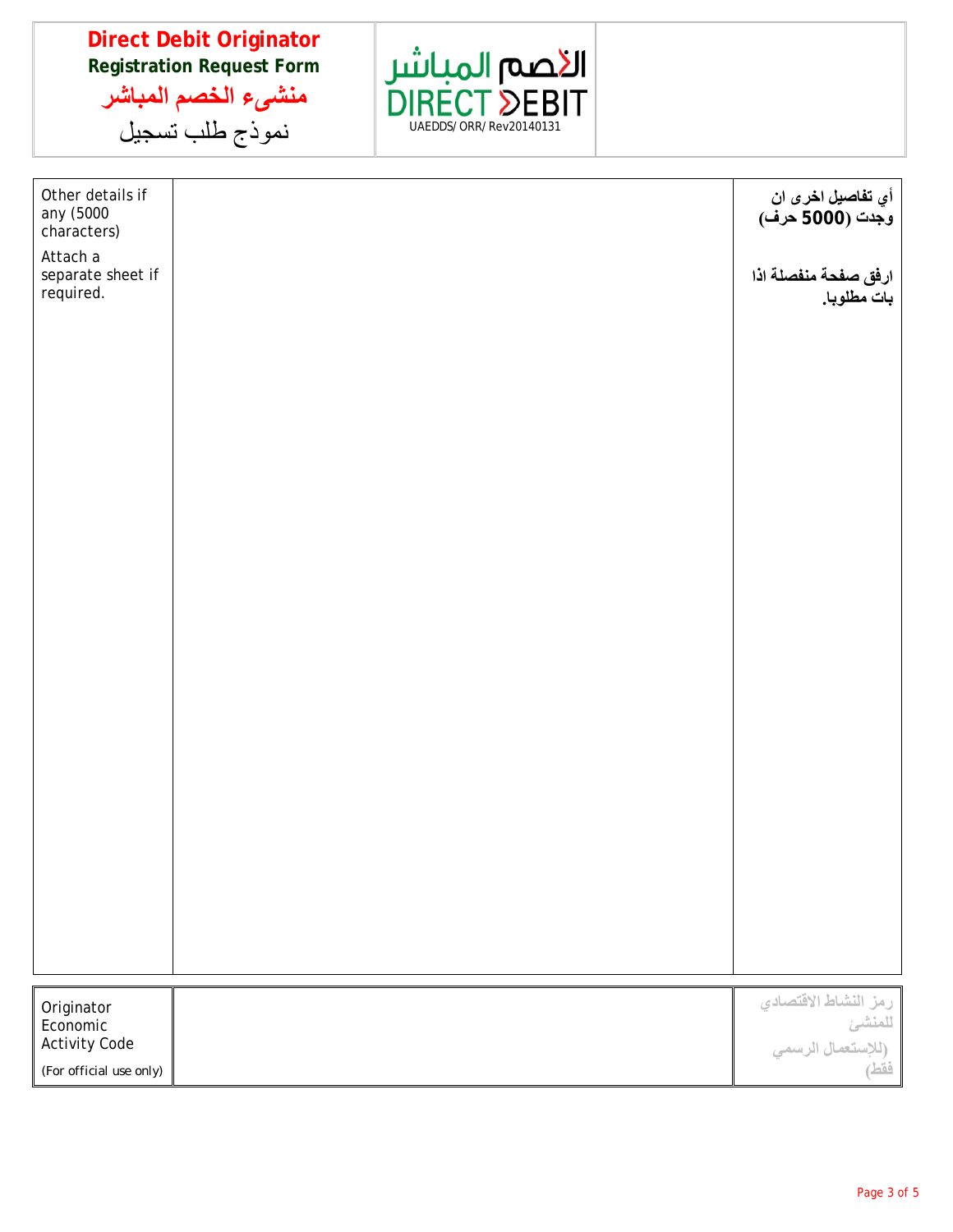| **Direct Debit Originator** **Registration Request Form** **منشىء الخصم المباشر** نموذج طلب تسجيل | الخصم المباشر DIRECT DEBIT UAEDDS/ ORR/ Rev20140131 | |
|---|---|---|

| Other details if any (5000 characters) Attach a separate sheet if required. | | **أي تفاصيل اخرى ان وجدت (5000 حرف)** **ارفق صفحة منفصلة اذا بات مطلوبا.** |
|---|---|---|

| Originator Economic Activity Code (For official use only) | | **رمز النشاط الاقتصادي للمنشئ** **(للإستعمال الرسمي فقط)** |
|---|---|---|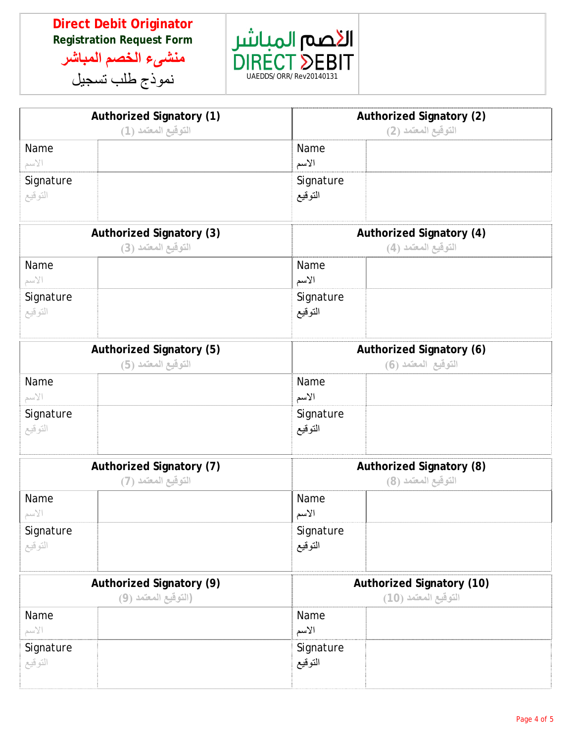| **Direct Debit Originator Registration Request Form**<br>منشئ الخصم المباشر<br>نموذج طلب تسجيل | الخصم المباشر DIRECT DEBIT<br>UAEDDS/ ORR/ Rev20140131 | |
|---|---|---|

| **Authorized Signatory (1)**<br>التوقيع المعتمد (1) | | **Authorized Signatory (2)**<br>التوقيع المعتمد (2) | |
|---|---|---|---|
| Name<br>الاسم | | Name<br>الاسم | |
| Signature<br>التوقيع | | Signature<br>التوقيع | |

| **Authorized Signatory (3)**<br>التوقيع المعتمد (3) | | **Authorized Signatory (4)**<br>التوقيع المعتمد (4) | |
|---|---|---|---|
| Name<br>الاسم | | Name<br>الاسم | |
| Signature<br>التوقيع | | Signature<br>التوقيع | |

| **Authorized Signatory (5)**<br>التوقيع المعتمد (5) | | **Authorized Signatory (6)**<br>التوقيع المعتمد (6) | |
|---|---|---|---|
| Name<br>الاسم | | Name<br>الاسم | |
| Signature<br>التوقيع | | Signature<br>التوقيع | |

| **Authorized Signatory (7)**<br>التوقيع المعتمد (7) | | **Authorized Signatory (8)**<br>التوقيع المعتمد (8) | |
|---|---|---|---|
| Name<br>الاسم | | Name<br>الاسم | |
| Signature<br>التوقيع | | Signature<br>التوقيع | |

| **Authorized Signatory (9)**<br>(التوقيع المعتمد (9)) | | **Authorized Signatory (10)**<br>التوقيع المعتمد (10) | |
|---|---|---|---|
| Name<br>الاسم | | Name<br>الاسم | |
| Signature<br>التوقيع | | Signature<br>التوقيع | |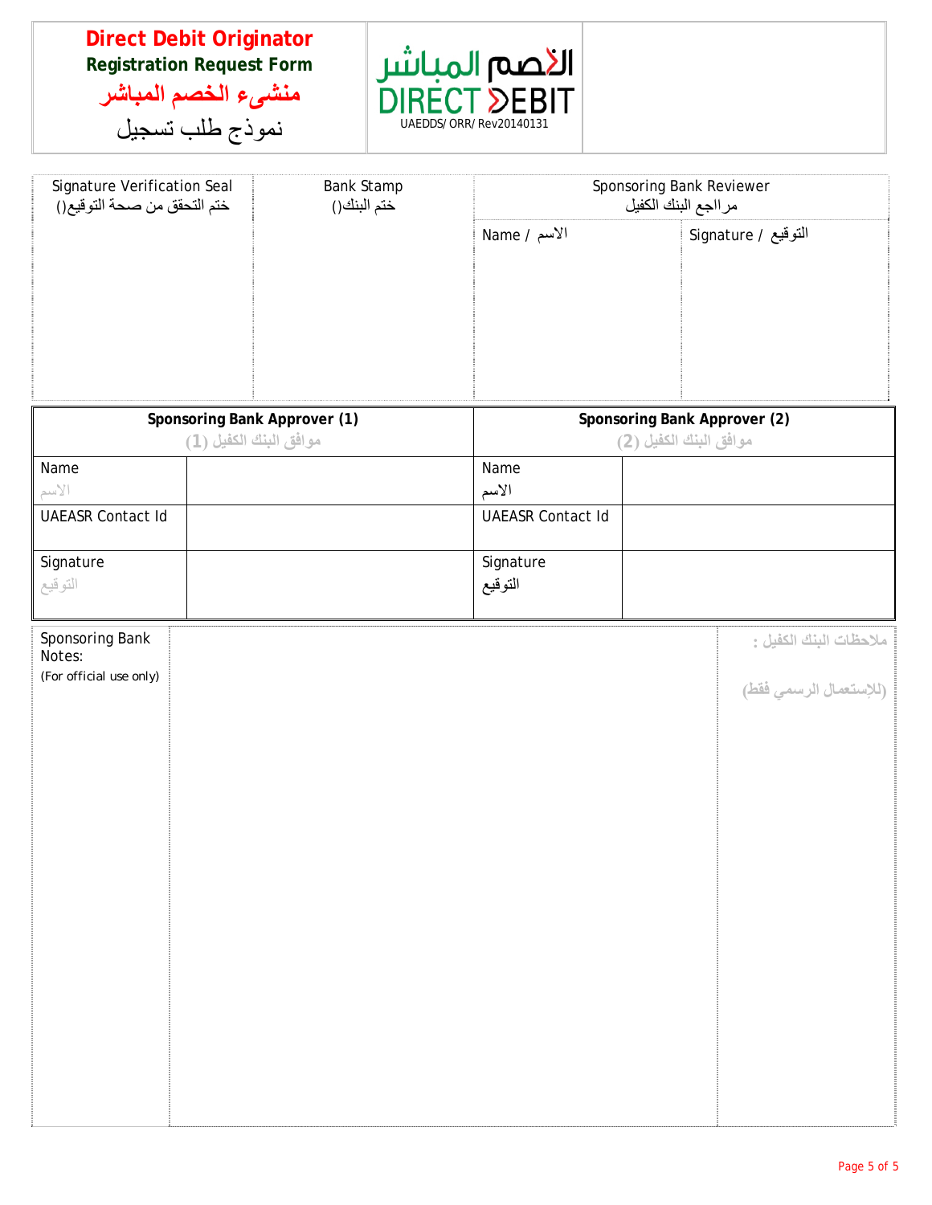| **Direct Debit Originator** **Registration Request Form** **منشىء الخصم المباشر** نموذج طلب تسجيل | الخصم المباشر DIRECT DEBIT UAEDDS/ ORR/ Rev20140131 | |
|---|---|---|

| Signature Verification Seal ختم التحقق من صحة التوقيع() | Bank Stamp ختم البنك() | Sponsoring Bank Reviewer مراجع البنك الكفيل | |
|---|---|---|---|
| | | Name / الاسم | Signature / التوقيع |

| **Sponsoring Bank Approver (1)** موافق البنك الكفيل (1) | | **Sponsoring Bank Approver (2)** موافق البنك الكفيل (2) | |
|---|---|---|---|
| Name الاسم | | Name الاسم | |
| UAEASR Contact Id | | UAEASR Contact Id | |
| Signature التوقيع | | Signature التوقيع | |

| Sponsoring Bank Notes: (For official use only) | | ملاحظات البنك الكفيل : (للإستعمال الرسمي فقط) |
|---|---|---|